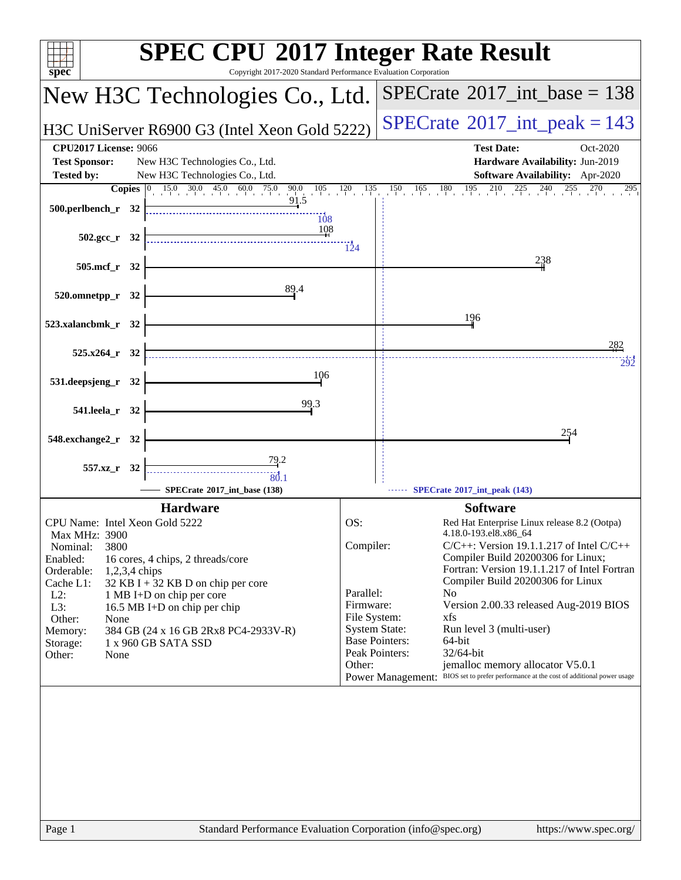# SPEC CPU 2017 Integer Rate Result

Copyright 2017-2020 Standard Performance Evaluation Corporation

## New H3C Technologies Co., Ltd.

H3C UniServer R6900 G3 (Intel Xeon Gold 5222)

SPECrate 2017_int_base = 138

SPECrate 2017_int_peak = 143

**CPU2017 License:** 9066
**Test Sponsor:** New H3C Technologies Co., Ltd.
**Tested by:** New H3C Technologies Co., Ltd.

**Test Date:** Oct-2020
**Hardware Availability:** Jun-2019
**Software Availability:** Apr-2020

| Benchmark | Copies | SPECrate 2017_int_base (138) | SPECrate 2017_int_peak (143) |
|---|---|---|---|
| 500.perlbench_r | 32 | 91.5 | 108 |
| 502.gcc_r | 32 | 108 | 124 |
| 505.mcf_r | 32 | 238 | |
| 520.omnetpp_r | 32 | 89.4 | |
| 523.xalancbmk_r | 32 | 196 | |
| 525.x264_r | 32 | 282 | 292 |
| 531.deepsjeng_r | 32 | 106 | |
| 541.leela_r | 32 | 99.3 | |
| 548.exchange2_r | 32 | 254 | |
| 557.xz_r | 32 | 79.2 | 80.1 |

### Hardware

- CPU Name: Intel Xeon Gold 5222
- Max MHz: 3900
- Nominal: 3800
- Enabled: 16 cores, 4 chips, 2 threads/core
- Orderable: 1,2,3,4 chips
- Cache L1: 32 KB I + 32 KB D on chip per core
- L2: 1 MB I+D on chip per core
- L3: 16.5 MB I+D on chip per chip
- Other: None
- Memory: 384 GB (24 x 16 GB 2Rx8 PC4-2933V-R)
- Storage: 1 x 960 GB SATA SSD
- Other: None

### Software

- OS: Red Hat Enterprise Linux release 8.2 (Ootpa) 4.18.0-193.el8.x86_64
- Compiler: C/C++: Version 19.1.1.217 of Intel C/C++ Compiler Build 20200306 for Linux; Fortran: Version 19.1.1.217 of Intel Fortran Compiler Build 20200306 for Linux
- Parallel: No
- Firmware: Version 2.00.33 released Aug-2019 BIOS
- File System: xfs
- System State: Run level 3 (multi-user)
- Base Pointers: 64-bit
- Peak Pointers: 32/64-bit
- Other: jemalloc memory allocator V5.0.1
- Power Management: BIOS set to prefer performance at the cost of additional power usage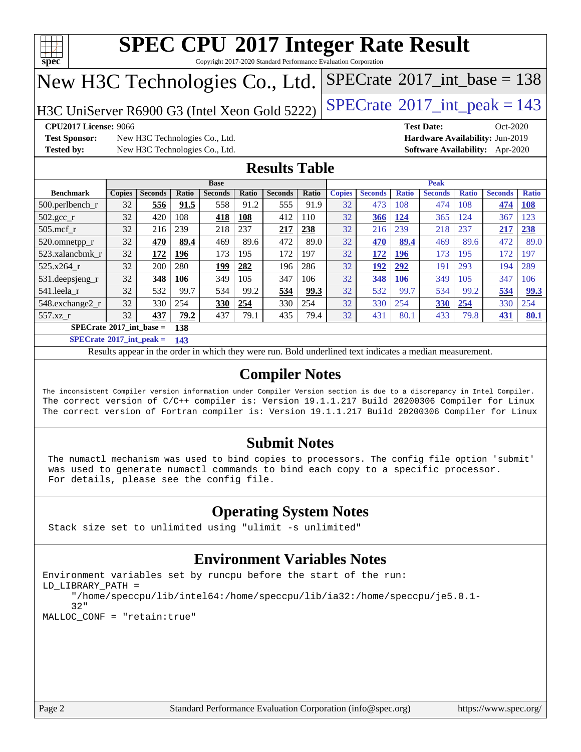# SPEC CPU 2017 Integer Rate Result

Copyright 2017-2020 Standard Performance Evaluation Corporation

# New H3C Technologies Co., Ltd.

H3C UniServer R6900 G3 (Intel Xeon Gold 5222)

SPECrate 2017_int_base = 138

SPECrate 2017_int_peak = 143

**CPU2017 License:** 9066
**Test Sponsor:** New H3C Technologies Co., Ltd.
**Tested by:** New H3C Technologies Co., Ltd.
**Test Date:** Oct-2020
**Hardware Availability:** Jun-2019
**Software Availability:** Apr-2020

## Results Table

| Benchmark | Base | | | | | | | Peak | | | | | | |
|---|---|---|---|---|---|---|---|---|---|---|---|---|---|---|
| | Copies | Seconds | Ratio | Seconds | Ratio | Seconds | Ratio | Copies | Seconds | Ratio | Seconds | Ratio | Seconds | Ratio |
| 500.perlbench_r | 32 | **556** | **91.5** | 558 | 91.2 | 555 | 91.9 | 32 | 473 | 108 | 474 | 108 | **474** | **108** |
| 502.gcc_r | 32 | 420 | 108 | **418** | **108** | 412 | 110 | 32 | **366** | **124** | 365 | 124 | 367 | 123 |
| 505.mcf_r | 32 | 216 | 239 | 218 | 237 | **217** | **238** | 32 | 216 | 239 | 218 | 237 | **217** | **238** |
| 520.omnetpp_r | 32 | **470** | **89.4** | 469 | 89.6 | 472 | 89.0 | 32 | **470** | **89.4** | 469 | 89.6 | 472 | 89.0 |
| 523.xalancbmk_r | 32 | **172** | **196** | 173 | 195 | 172 | 197 | 32 | **172** | **196** | 173 | 195 | 172 | 197 |
| 525.x264_r | 32 | 200 | 280 | **199** | **282** | 196 | 286 | 32 | **192** | **292** | 191 | 293 | 194 | 289 |
| 531.deepsjeng_r | 32 | **348** | **106** | 349 | 105 | 347 | 106 | 32 | **348** | **106** | 349 | 105 | 347 | 106 |
| 541.leela_r | 32 | 532 | 99.7 | 534 | 99.2 | **534** | **99.3** | 32 | 532 | 99.7 | 534 | 99.2 | **534** | **99.3** |
| 548.exchange2_r | 32 | 330 | 254 | **330** | **254** | 330 | 254 | 32 | 330 | 254 | **330** | **254** | 330 | 254 |
| 557.xz_r | 32 | **437** | **79.2** | 437 | 79.1 | 435 | 79.4 | 32 | 431 | 80.1 | 433 | 79.8 | **431** | **80.1** |

**SPECrate 2017_int_base = 138**

**SPECrate 2017_int_peak = 143**

Results appear in the order in which they were run. Bold underlined text indicates a median measurement.

## Compiler Notes

```
The inconsistent Compiler version information under Compiler Version section is due to a discrepancy in Intel Compiler.
The correct version of C/C++ compiler is: Version 19.1.1.217 Build 20200306 Compiler for Linux
The correct version of Fortran compiler is: Version 19.1.1.217 Build 20200306 Compiler for Linux
```

## Submit Notes

```
The numactl mechanism was used to bind copies to processors. The config file option 'submit'
was used to generate numactl commands to bind each copy to a specific processor.
For details, please see the config file.
```

## Operating System Notes

```
Stack size set to unlimited using "ulimit -s unlimited"
```

## Environment Variables Notes

```
Environment variables set by runcpu before the start of the run:
LD_LIBRARY_PATH =
     "/home/speccpu/lib/intel64:/home/speccpu/lib/ia32:/home/speccpu/je5.0.1-
     32"
MALLOC_CONF = "retain:true"
```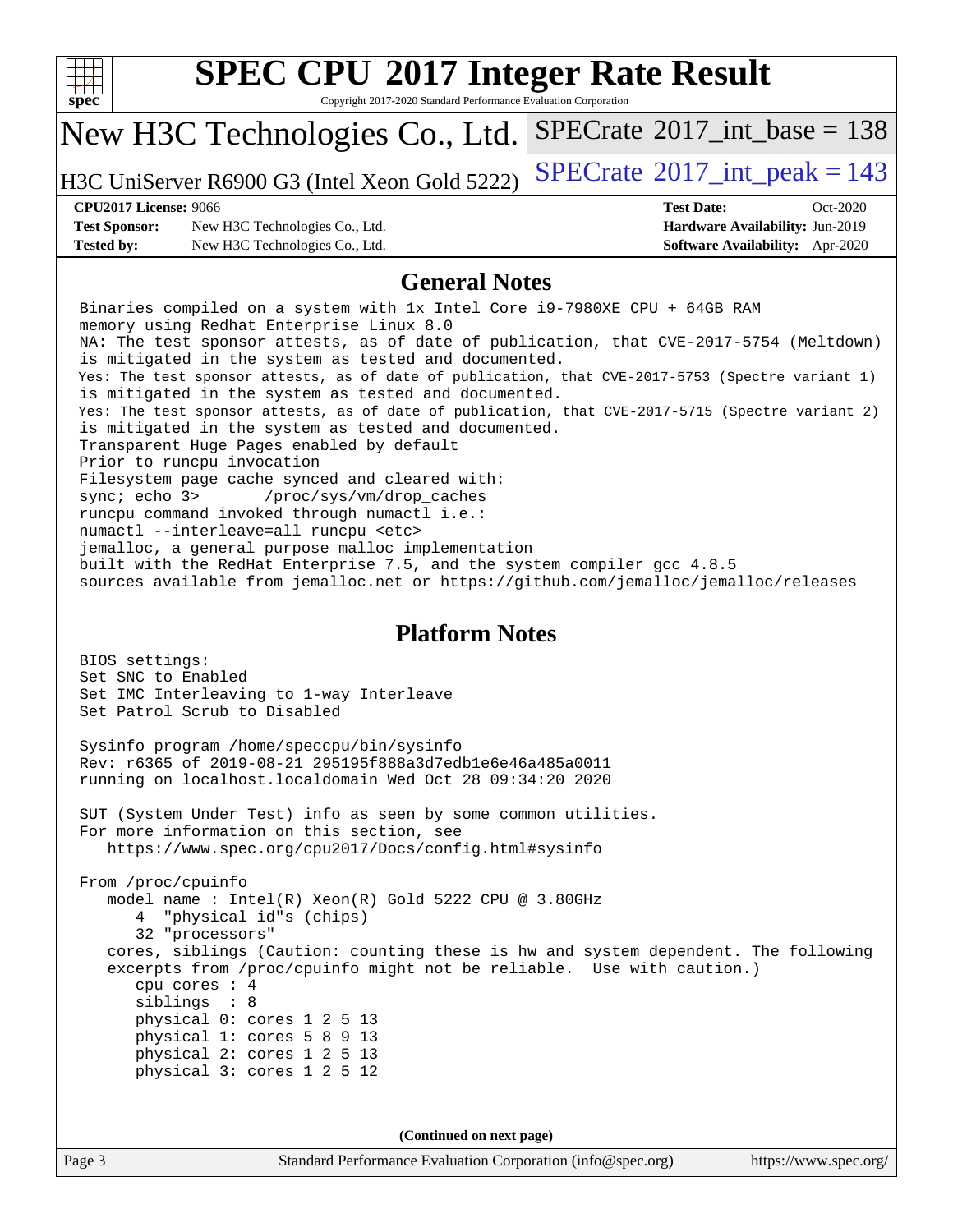# SPEC CPU 2017 Integer Rate Result

Copyright 2017-2020 Standard Performance Evaluation Corporation

## New H3C Technologies Co., Ltd.

H3C UniServer R6900 G3 (Intel Xeon Gold 5222)

SPECrate 2017_int_base = 138

SPECrate 2017_int_peak = 143

**CPU2017 License:** 9066
**Test Sponsor:** New H3C Technologies Co., Ltd.
**Tested by:** New H3C Technologies Co., Ltd.

**Test Date:** Oct-2020
**Hardware Availability:** Jun-2019
**Software Availability:** Apr-2020

## General Notes

```
Binaries compiled on a system with 1x Intel Core i9-7980XE CPU + 64GB RAM
memory using Redhat Enterprise Linux 8.0
NA: The test sponsor attests, as of date of publication, that CVE-2017-5754 (Meltdown)
is mitigated in the system as tested and documented.
Yes: The test sponsor attests, as of date of publication, that CVE-2017-5753 (Spectre variant 1)
is mitigated in the system as tested and documented.
Yes: The test sponsor attests, as of date of publication, that CVE-2017-5715 (Spectre variant 2)
is mitigated in the system as tested and documented.
Transparent Huge Pages enabled by default
Prior to runcpu invocation
Filesystem page cache synced and cleared with:
sync; echo 3>       /proc/sys/vm/drop_caches
runcpu command invoked through numactl i.e.:
numactl --interleave=all runcpu <etc>
jemalloc, a general purpose malloc implementation
built with the RedHat Enterprise 7.5, and the system compiler gcc 4.8.5
sources available from jemalloc.net or https://github.com/jemalloc/jemalloc/releases
```

## Platform Notes

```
BIOS settings:
Set SNC to Enabled
Set IMC Interleaving to 1-way Interleave
Set Patrol Scrub to Disabled

Sysinfo program /home/speccpu/bin/sysinfo
Rev: r6365 of 2019-08-21 295195f888a3d7edb1e6e46a485a0011
running on localhost.localdomain Wed Oct 28 09:34:20 2020

SUT (System Under Test) info as seen by some common utilities.
For more information on this section, see
   https://www.spec.org/cpu2017/Docs/config.html#sysinfo

From /proc/cpuinfo
   model name : Intel(R) Xeon(R) Gold 5222 CPU @ 3.80GHz
      4  "physical id"s (chips)
      32 "processors"
   cores, siblings (Caution: counting these is hw and system dependent. The following
   excerpts from /proc/cpuinfo might not be reliable.  Use with caution.)
      cpu cores : 4
      siblings  : 8
      physical 0: cores 1 2 5 13
      physical 1: cores 5 8 9 13
      physical 2: cores 1 2 5 13
      physical 3: cores 1 2 5 12
```

**(Continued on next page)**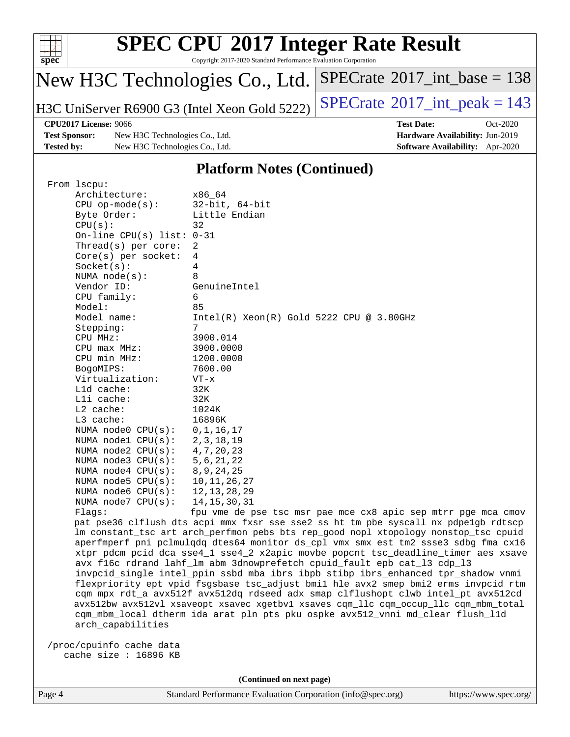# SPEC CPU 2017 Integer Rate Result

Copyright 2017-2020 Standard Performance Evaluation Corporation

## New H3C Technologies Co., Ltd.

H3C UniServer R6900 G3 (Intel Xeon Gold 5222)

SPECrate 2017_int_base = 138

SPECrate 2017_int_peak = 143

**CPU2017 License:** 9066
**Test Sponsor:** New H3C Technologies Co., Ltd.
**Tested by:** New H3C Technologies Co., Ltd.

**Test Date:** Oct-2020
**Hardware Availability:** Jun-2019
**Software Availability:** Apr-2020

### Platform Notes (Continued)

```
 From lscpu:
      Architecture:          x86_64
      CPU op-mode(s):        32-bit, 64-bit
      Byte Order:            Little Endian
      CPU(s):                32
      On-line CPU(s) list:   0-31
      Thread(s) per core:    2
      Core(s) per socket:    4
      Socket(s):             4
      NUMA node(s):          8
      Vendor ID:             GenuineIntel
      CPU family:            6
      Model:                 85
      Model name:            Intel(R) Xeon(R) Gold 5222 CPU @ 3.80GHz
      Stepping:              7
      CPU MHz:               3900.014
      CPU max MHz:           3900.0000
      CPU min MHz:           1200.0000
      BogoMIPS:              7600.00
      Virtualization:        VT-x
      L1d cache:             32K
      L1i cache:             32K
      L2 cache:              1024K
      L3 cache:              16896K
      NUMA node0 CPU(s):     0,1,16,17
      NUMA node1 CPU(s):     2,3,18,19
      NUMA node2 CPU(s):     4,7,20,23
      NUMA node3 CPU(s):     5,6,21,22
      NUMA node4 CPU(s):     8,9,24,25
      NUMA node5 CPU(s):     10,11,26,27
      NUMA node6 CPU(s):     12,13,28,29
      NUMA node7 CPU(s):     14,15,30,31
      Flags:                 fpu vme de pse tsc msr pae mce cx8 apic sep mtrr pge mca cmov
      pat pse36 clflush dts acpi mmx fxsr sse sse2 ss ht tm pbe syscall nx pdpe1gb rdtscp
      lm constant_tsc art arch_perfmon pebs bts rep_good nopl xtopology nonstop_tsc cpuid
      aperfmperf pni pclmulqdq dtes64 monitor ds_cpl vmx smx est tm2 ssse3 sdbg fma cx16
      xtpr pdcm pcid dca sse4_1 sse4_2 x2apic movbe popcnt tsc_deadline_timer aes xsave
      avx f16c rdrand lahf_lm abm 3dnowprefetch cpuid_fault epb cat_l3 cdp_l3
      invpcid_single intel_ppin ssbd mba ibrs ibpb stibp ibrs_enhanced tpr_shadow vnmi
      flexpriority ept vpid fsgsbase tsc_adjust bmi1 hle avx2 smep bmi2 erms invpcid rtm
      cqm mpx rdt_a avx512f avx512dq rdseed adx smap clflushopt clwb intel_pt avx512cd
      avx512bw avx512vl xsaveopt xsavec xgetbv1 xsaves cqm_llc cqm_occup_llc cqm_mbm_total
      cqm_mbm_local dtherm ida arat pln pts pku ospke avx512_vnni md_clear flush_l1d
      arch_capabilities

 /proc/cpuinfo cache data
    cache size : 16896 KB
```

(Continued on next page)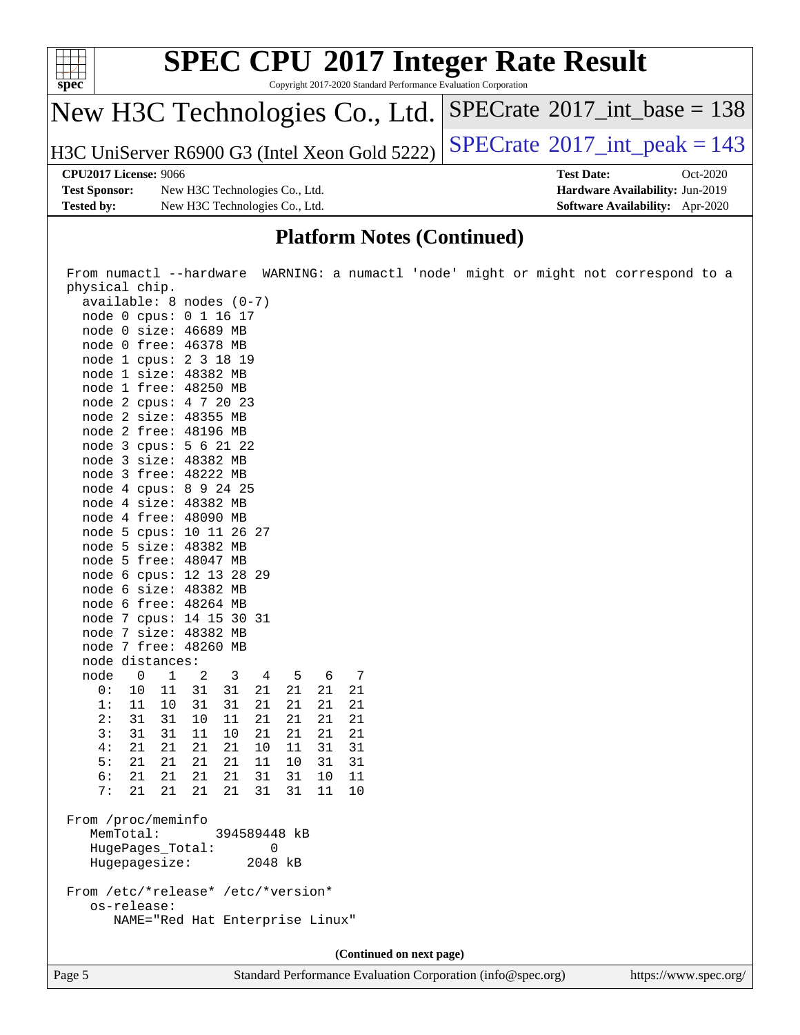## Platform Notes (Continued)

```
From numactl --hardware  WARNING: a numactl 'node' might or might not correspond to a
physical chip.
  available: 8 nodes (0-7)
  node 0 cpus: 0 1 16 17
  node 0 size: 46689 MB
  node 0 free: 46378 MB
  node 1 cpus: 2 3 18 19
  node 1 size: 48382 MB
  node 1 free: 48250 MB
  node 2 cpus: 4 7 20 23
  node 2 size: 48355 MB
  node 2 free: 48196 MB
  node 3 cpus: 5 6 21 22
  node 3 size: 48382 MB
  node 3 free: 48222 MB
  node 4 cpus: 8 9 24 25
  node 4 size: 48382 MB
  node 4 free: 48090 MB
  node 5 cpus: 10 11 26 27
  node 5 size: 48382 MB
  node 5 free: 48047 MB
  node 6 cpus: 12 13 28 29
  node 6 size: 48382 MB
  node 6 free: 48264 MB
  node 7 cpus: 14 15 30 31
  node 7 size: 48382 MB
  node 7 free: 48260 MB
  node distances:
  node   0   1   2   3   4   5   6   7
    0:  10  11  31  31  21  21  21  21
    1:  11  10  31  31  21  21  21  21
    2:  31  31  10  11  21  21  21  21
    3:  31  31  11  10  21  21  21  21
    4:  21  21  21  21  10  11  31  31
    5:  21  21  21  21  11  10  31  31
    6:  21  21  21  21  31  31  10  11
    7:  21  21  21  21  31  31  11  10

From /proc/meminfo
   MemTotal:       394589448 kB
   HugePages_Total:       0
   Hugepagesize:       2048 kB

From /etc/*release* /etc/*version*
   os-release:
      NAME="Red Hat Enterprise Linux"
```

**(Continued on next page)**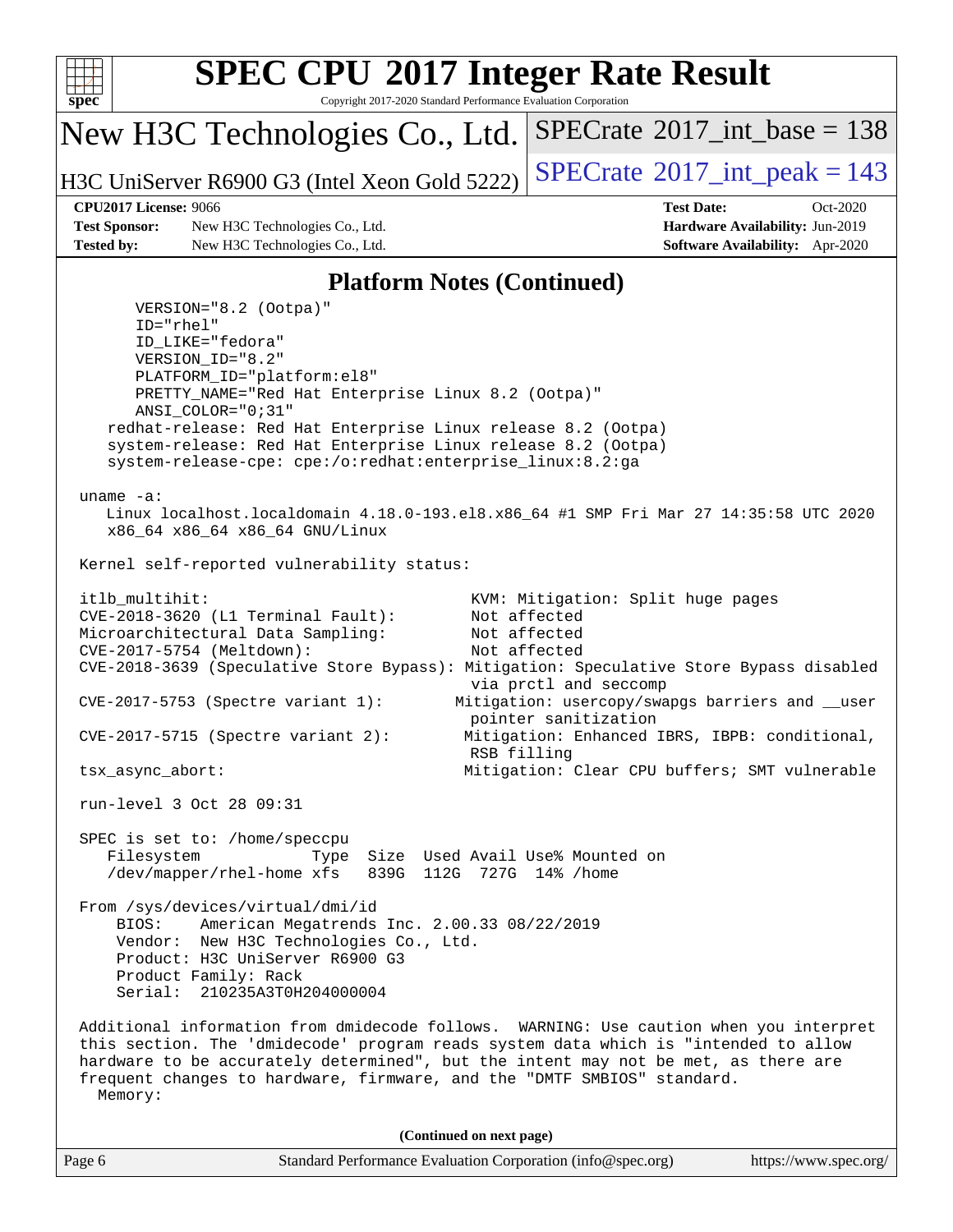## Platform Notes (Continued)

```
      VERSION="8.2 (Ootpa)"
      ID="rhel"
      ID_LIKE="fedora"
      VERSION_ID="8.2"
      PLATFORM_ID="platform:el8"
      PRETTY_NAME="Red Hat Enterprise Linux 8.2 (Ootpa)"
      ANSI_COLOR="0;31"
   redhat-release: Red Hat Enterprise Linux release 8.2 (Ootpa)
   system-release: Red Hat Enterprise Linux release 8.2 (Ootpa)
   system-release-cpe: cpe:/o:redhat:enterprise_linux:8.2:ga

uname -a:
   Linux localhost.localdomain 4.18.0-193.el8.x86_64 #1 SMP Fri Mar 27 14:35:58 UTC 2020
   x86_64 x86_64 x86_64 GNU/Linux

Kernel self-reported vulnerability status:

itlb_multihit:                                  KVM: Mitigation: Split huge pages
CVE-2018-3620 (L1 Terminal Fault):              Not affected
Microarchitectural Data Sampling:               Not affected
CVE-2017-5754 (Meltdown):                       Not affected
CVE-2018-3639 (Speculative Store Bypass): Mitigation: Speculative Store Bypass disabled
                                                via prctl and seccomp
CVE-2017-5753 (Spectre variant 1):             Mitigation: usercopy/swapgs barriers and __user
                                                pointer sanitization
CVE-2017-5715 (Spectre variant 2):              Mitigation: Enhanced IBRS, IBPB: conditional,
                                                RSB filling
tsx_async_abort:                                Mitigation: Clear CPU buffers; SMT vulnerable

run-level 3 Oct 28 09:31

SPEC is set to: /home/speccpu
   Filesystem            Type  Size  Used Avail Use% Mounted on
   /dev/mapper/rhel-home xfs   839G  112G  727G  14% /home

From /sys/devices/virtual/dmi/id
    BIOS:    American Megatrends Inc. 2.00.33 08/22/2019
    Vendor:  New H3C Technologies Co., Ltd.
    Product: H3C UniServer R6900 G3
    Product Family: Rack
    Serial:  210235A3T0H204000004

Additional information from dmidecode follows.  WARNING: Use caution when you interpret
this section. The 'dmidecode' program reads system data which is "intended to allow
hardware to be accurately determined", but the intent may not be met, as there are
frequent changes to hardware, firmware, and the "DMTF SMBIOS" standard.
  Memory:
```

(Continued on next page)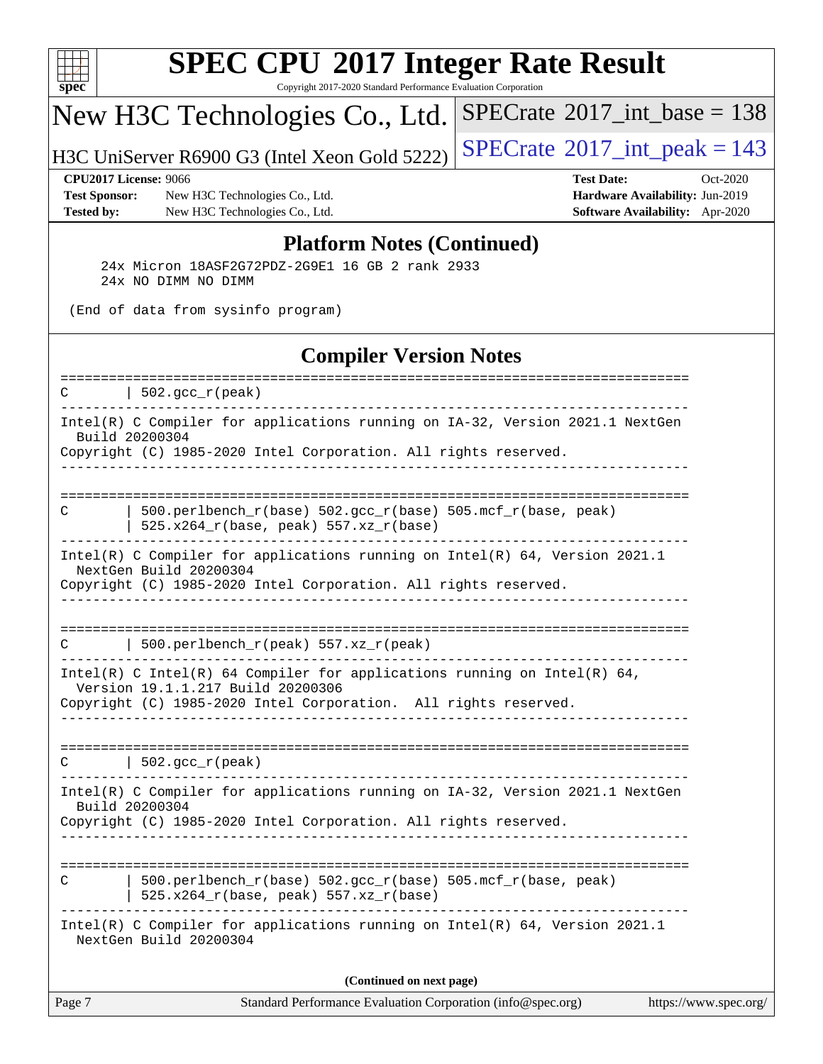# SPEC CPU 2017 Integer Rate Result

Copyright 2017-2020 Standard Performance Evaluation Corporation

## New H3C Technologies Co., Ltd.

H3C UniServer R6900 G3 (Intel Xeon Gold 5222)

SPECrate 2017_int_base = 138

SPECrate 2017_int_peak = 143

**CPU2017 License:** 9066
**Test Sponsor:** New H3C Technologies Co., Ltd.
**Tested by:** New H3C Technologies Co., Ltd.

**Test Date:** Oct-2020
**Hardware Availability:** Jun-2019
**Software Availability:** Apr-2020

## Platform Notes (Continued)

```
     24x Micron 18ASF2G72PDZ-2G9E1 16 GB 2 rank 2933
     24x NO DIMM NO DIMM

 (End of data from sysinfo program)
```

## Compiler Version Notes

```
==============================================================================
C       | 502.gcc_r(peak)
------------------------------------------------------------------------------
Intel(R) C Compiler for applications running on IA-32, Version 2021.1 NextGen
  Build 20200304
Copyright (C) 1985-2020 Intel Corporation. All rights reserved.
------------------------------------------------------------------------------

==============================================================================
C       | 500.perlbench_r(base) 502.gcc_r(base) 505.mcf_r(base, peak)
        | 525.x264_r(base, peak) 557.xz_r(base)
------------------------------------------------------------------------------
Intel(R) C Compiler for applications running on Intel(R) 64, Version 2021.1
  NextGen Build 20200304
Copyright (C) 1985-2020 Intel Corporation. All rights reserved.
------------------------------------------------------------------------------

==============================================================================
C       | 500.perlbench_r(peak) 557.xz_r(peak)
------------------------------------------------------------------------------
Intel(R) C Intel(R) 64 Compiler for applications running on Intel(R) 64,
  Version 19.1.1.217 Build 20200306
Copyright (C) 1985-2020 Intel Corporation.  All rights reserved.
------------------------------------------------------------------------------

==============================================================================
C       | 502.gcc_r(peak)
------------------------------------------------------------------------------
Intel(R) C Compiler for applications running on IA-32, Version 2021.1 NextGen
  Build 20200304
Copyright (C) 1985-2020 Intel Corporation. All rights reserved.
------------------------------------------------------------------------------

==============================================================================
C       | 500.perlbench_r(base) 502.gcc_r(base) 505.mcf_r(base, peak)
        | 525.x264_r(base, peak) 557.xz_r(base)
------------------------------------------------------------------------------
Intel(R) C Compiler for applications running on Intel(R) 64, Version 2021.1
  NextGen Build 20200304
```

**(Continued on next page)**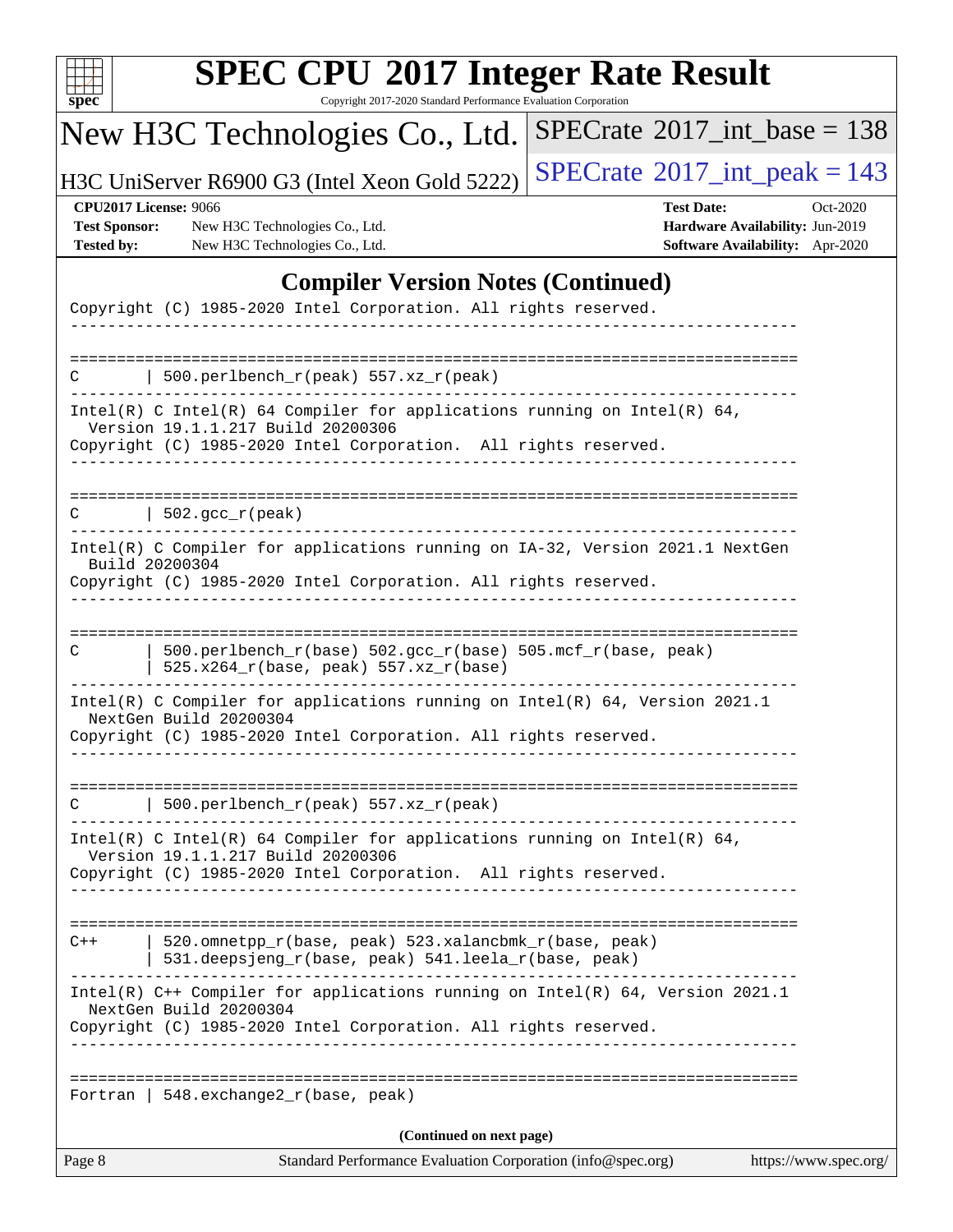## Compiler Version Notes (Continued)

```
Copyright (C) 1985-2020 Intel Corporation. All rights reserved.
------------------------------------------------------------------------------

==============================================================================
C       | 500.perlbench_r(peak) 557.xz_r(peak)
------------------------------------------------------------------------------
Intel(R) C Intel(R) 64 Compiler for applications running on Intel(R) 64,
  Version 19.1.1.217 Build 20200306
Copyright (C) 1985-2020 Intel Corporation.  All rights reserved.
------------------------------------------------------------------------------

==============================================================================
C       | 502.gcc_r(peak)
------------------------------------------------------------------------------
Intel(R) C Compiler for applications running on IA-32, Version 2021.1 NextGen
  Build 20200304
Copyright (C) 1985-2020 Intel Corporation. All rights reserved.
------------------------------------------------------------------------------

==============================================================================
C       | 500.perlbench_r(base) 502.gcc_r(base) 505.mcf_r(base, peak)
        | 525.x264_r(base, peak) 557.xz_r(base)
------------------------------------------------------------------------------
Intel(R) C Compiler for applications running on Intel(R) 64, Version 2021.1
  NextGen Build 20200304
Copyright (C) 1985-2020 Intel Corporation. All rights reserved.
------------------------------------------------------------------------------

==============================================================================
C       | 500.perlbench_r(peak) 557.xz_r(peak)
------------------------------------------------------------------------------
Intel(R) C Intel(R) 64 Compiler for applications running on Intel(R) 64,
  Version 19.1.1.217 Build 20200306
Copyright (C) 1985-2020 Intel Corporation.  All rights reserved.
------------------------------------------------------------------------------

==============================================================================
C++     | 520.omnetpp_r(base, peak) 523.xalancbmk_r(base, peak)
        | 531.deepsjeng_r(base, peak) 541.leela_r(base, peak)
------------------------------------------------------------------------------
Intel(R) C++ Compiler for applications running on Intel(R) 64, Version 2021.1
  NextGen Build 20200304
Copyright (C) 1985-2020 Intel Corporation. All rights reserved.
------------------------------------------------------------------------------

==============================================================================
Fortran | 548.exchange2_r(base, peak)
```

**(Continued on next page)**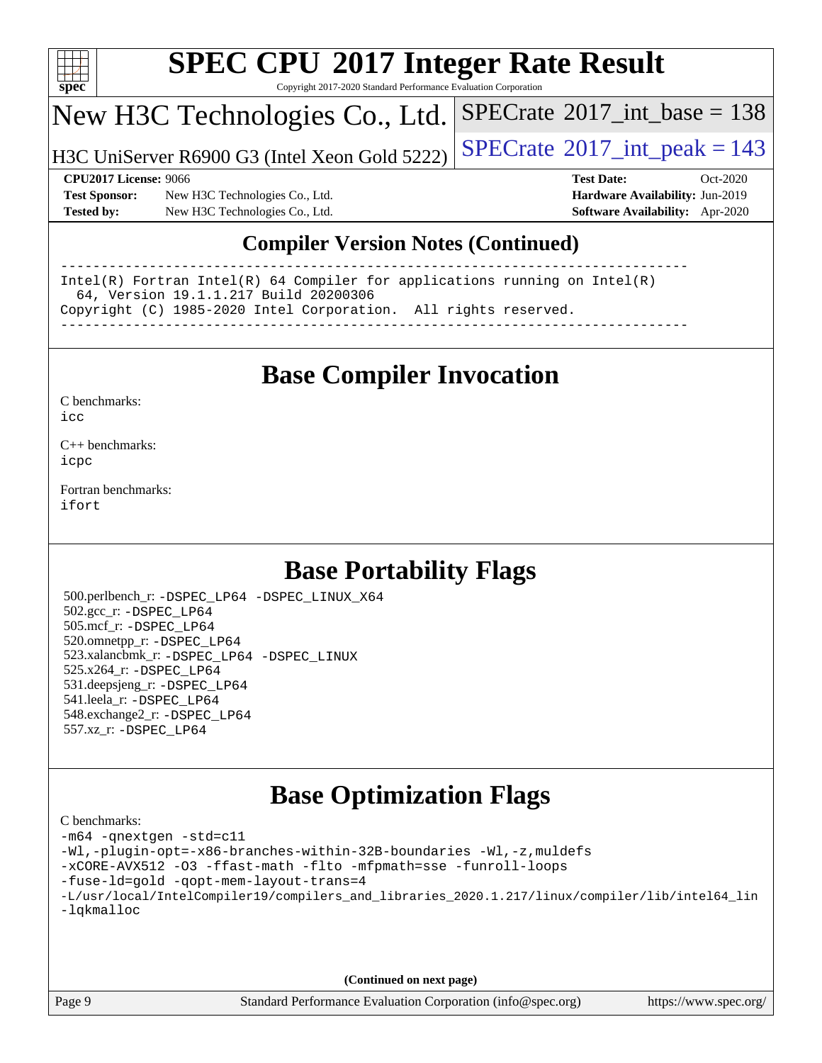## Compiler Version Notes (Continued)

```
==============================================================================
Intel(R) Fortran Intel(R) 64 Compiler for applications running on Intel(R)
  64, Version 19.1.1.217 Build 20200306
Copyright (C) 1985-2020 Intel Corporation.  All rights reserved.
------------------------------------------------------------------------------
```

## Base Compiler Invocation

C benchmarks:
icc

C++ benchmarks:
icpc

Fortran benchmarks:
ifort

## Base Portability Flags

500.perlbench_r: -DSPEC_LP64 -DSPEC_LINUX_X64
502.gcc_r: -DSPEC_LP64
505.mcf_r: -DSPEC_LP64
520.omnetpp_r: -DSPEC_LP64
523.xalancbmk_r: -DSPEC_LP64 -DSPEC_LINUX
525.x264_r: -DSPEC_LP64
531.deepsjeng_r: -DSPEC_LP64
541.leela_r: -DSPEC_LP64
548.exchange2_r: -DSPEC_LP64
557.xz_r: -DSPEC_LP64

## Base Optimization Flags

C benchmarks:

```
-m64 -qnextgen -std=c11
-Wl,-plugin-opt=-x86-branches-within-32B-boundaries -Wl,-z,muldefs
-xCORE-AVX512 -O3 -ffast-math -flto -mfpmath=sse -funroll-loops
-fuse-ld=gold -qopt-mem-layout-trans=4
-L/usr/local/IntelCompiler19/compilers_and_libraries_2020.1.217/linux/compiler/lib/intel64_lin
-lqkmalloc
```

(Continued on next page)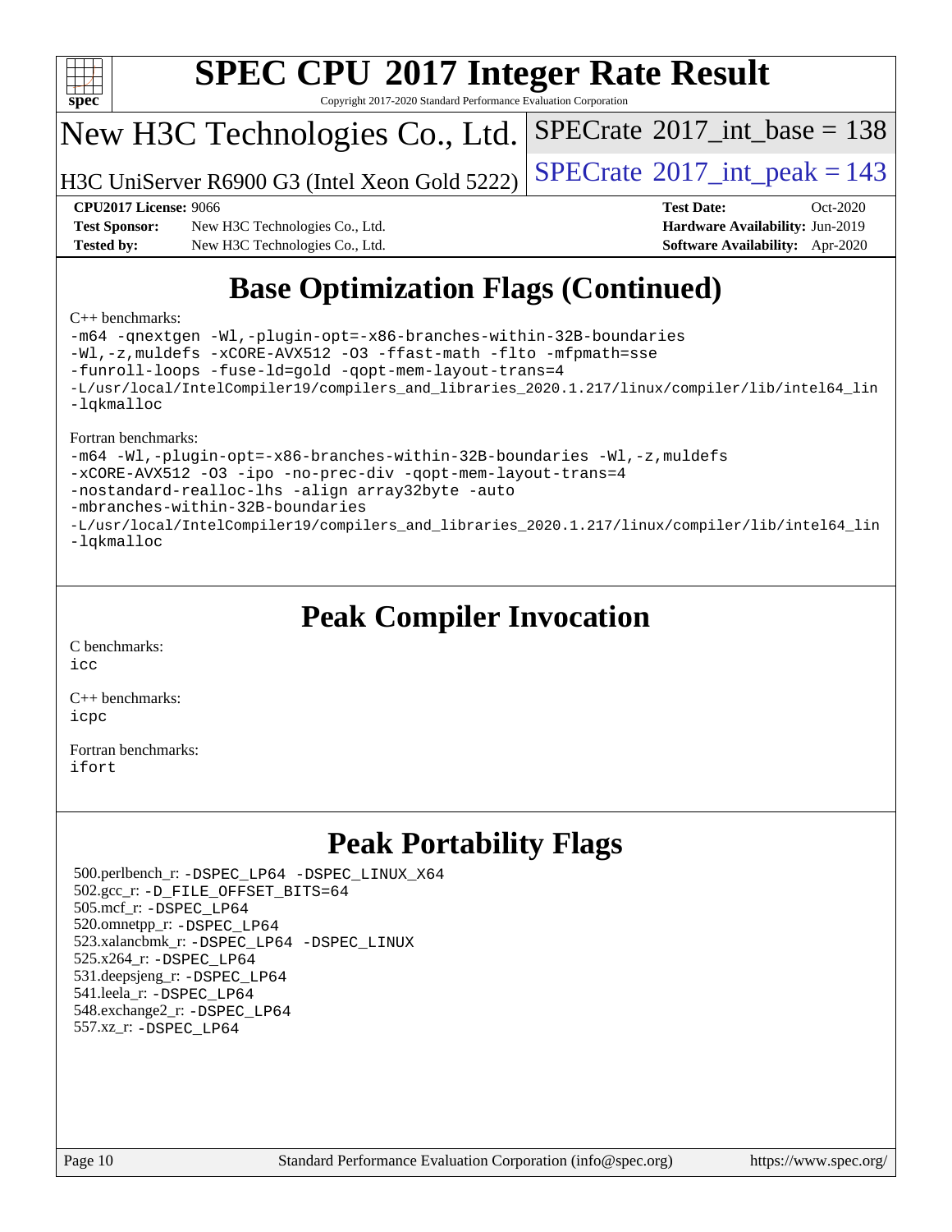# Base Optimization Flags (Continued)

C++ benchmarks:

```
-m64 -qnextgen -Wl,-plugin-opt=-x86-branches-within-32B-boundaries
-Wl,-z,muldefs -xCORE-AVX512 -O3 -ffast-math -flto -mfpmath=sse
-funroll-loops -fuse-ld=gold -qopt-mem-layout-trans=4
-L/usr/local/IntelCompiler19/compilers_and_libraries_2020.1.217/linux/compiler/lib/intel64_lin
-lqkmalloc
```

Fortran benchmarks:

```
-m64 -Wl,-plugin-opt=-x86-branches-within-32B-boundaries -Wl,-z,muldefs
-xCORE-AVX512 -O3 -ipo -no-prec-div -qopt-mem-layout-trans=4
-nostandard-realloc-lhs -align array32byte -auto
-mbranches-within-32B-boundaries
-L/usr/local/IntelCompiler19/compilers_and_libraries_2020.1.217/linux/compiler/lib/intel64_lin
-lqkmalloc
```

# Peak Compiler Invocation

C benchmarks:
`icc`

C++ benchmarks:
`icpc`

Fortran benchmarks:
`ifort`

# Peak Portability Flags

500.perlbench_r: -DSPEC_LP64 -DSPEC_LINUX_X64
502.gcc_r: -D_FILE_OFFSET_BITS=64
505.mcf_r: -DSPEC_LP64
520.omnetpp_r: -DSPEC_LP64
523.xalancbmk_r: -DSPEC_LP64 -DSPEC_LINUX
525.x264_r: -DSPEC_LP64
531.deepsjeng_r: -DSPEC_LP64
541.leela_r: -DSPEC_LP64
548.exchange2_r: -DSPEC_LP64
557.xz_r: -DSPEC_LP64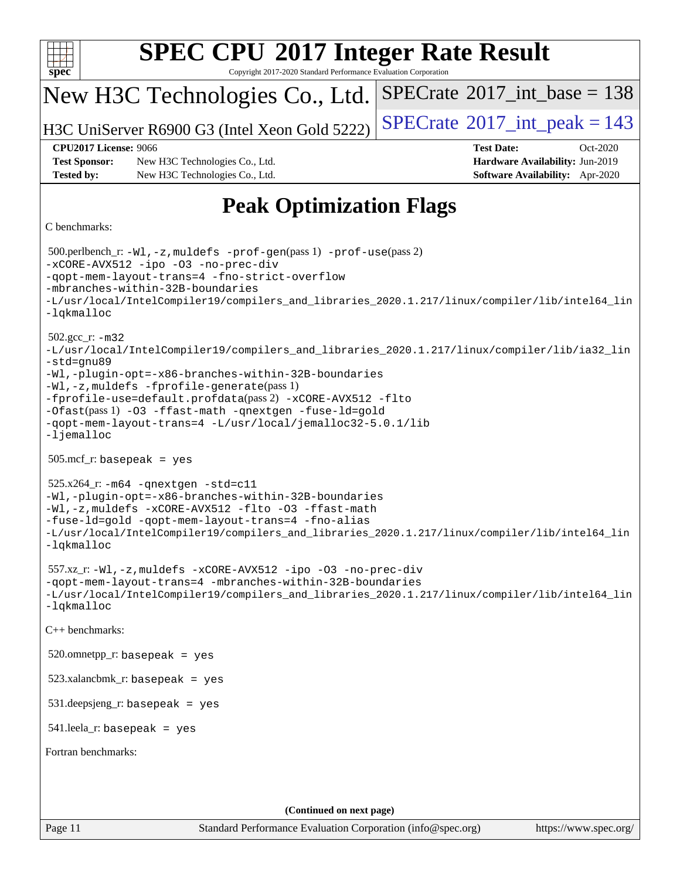# SPEC CPU 2017 Integer Rate Result

Copyright 2017-2020 Standard Performance Evaluation Corporation

New H3C Technologies Co., Ltd.

H3C UniServer R6900 G3 (Intel Xeon Gold 5222)

SPECrate 2017_int_base = 138

SPECrate 2017_int_peak = 143

**CPU2017 License:** 9066
**Test Sponsor:** New H3C Technologies Co., Ltd.
**Tested by:** New H3C Technologies Co., Ltd.
**Test Date:** Oct-2020
**Hardware Availability:** Jun-2019
**Software Availability:** Apr-2020

## Peak Optimization Flags

C benchmarks:

500.perlbench_r: -Wl,-z,muldefs -prof-gen(pass 1) -prof-use(pass 2) -xCORE-AVX512 -ipo -O3 -no-prec-div -qopt-mem-layout-trans=4 -fno-strict-overflow -mbranches-within-32B-boundaries -L/usr/local/IntelCompiler19/compilers_and_libraries_2020.1.217/linux/compiler/lib/intel64_lin -lqkmalloc

502.gcc_r: -m32 -L/usr/local/IntelCompiler19/compilers_and_libraries_2020.1.217/linux/compiler/lib/ia32_lin -std=gnu89 -Wl,-plugin-opt=-x86-branches-within-32B-boundaries -Wl,-z,muldefs -fprofile-generate(pass 1) -fprofile-use=default.profdata(pass 2) -xCORE-AVX512 -flto -Ofast(pass 1) -O3 -ffast-math -qnextgen -fuse-ld=gold -qopt-mem-layout-trans=4 -L/usr/local/jemalloc32-5.0.1/lib -ljemalloc

505.mcf_r: basepeak = yes

525.x264_r: -m64 -qnextgen -std=c11 -Wl,-plugin-opt=-x86-branches-within-32B-boundaries -Wl,-z,muldefs -xCORE-AVX512 -flto -O3 -ffast-math -fuse-ld=gold -qopt-mem-layout-trans=4 -fno-alias -L/usr/local/IntelCompiler19/compilers_and_libraries_2020.1.217/linux/compiler/lib/intel64_lin -lqkmalloc

557.xz_r: -Wl,-z,muldefs -xCORE-AVX512 -ipo -O3 -no-prec-div -qopt-mem-layout-trans=4 -mbranches-within-32B-boundaries -L/usr/local/IntelCompiler19/compilers_and_libraries_2020.1.217/linux/compiler/lib/intel64_lin -lqkmalloc

C++ benchmarks:

520.omnetpp_r: basepeak = yes

523.xalancbmk_r: basepeak = yes

531.deepsjeng_r: basepeak = yes

541.leela_r: basepeak = yes

Fortran benchmarks:

**(Continued on next page)**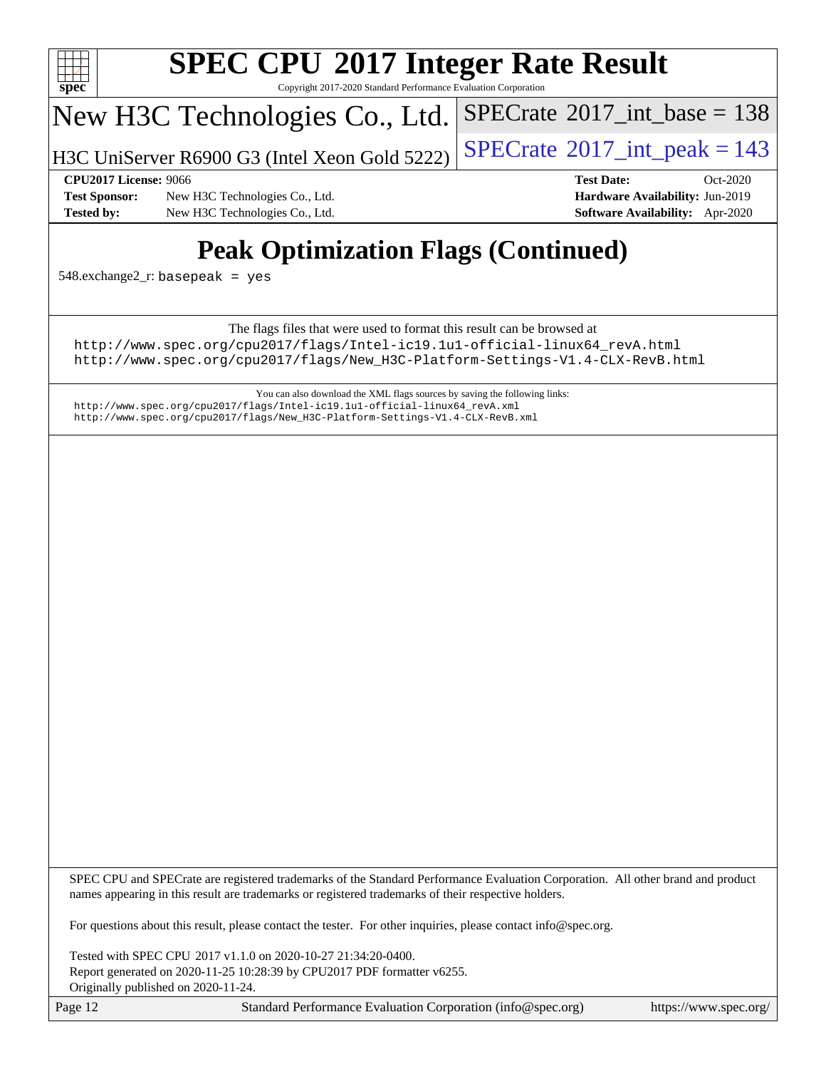# Peak Optimization Flags (Continued)

548.exchange2_r: basepeak = yes

The flags files that were used to format this result can be browsed at
http://www.spec.org/cpu2017/flags/Intel-ic19.1u1-official-linux64_revA.html
http://www.spec.org/cpu2017/flags/New_H3C-Platform-Settings-V1.4-CLX-RevB.html

You can also download the XML flags sources by saving the following links:
http://www.spec.org/cpu2017/flags/Intel-ic19.1u1-official-linux64_revA.xml
http://www.spec.org/cpu2017/flags/New_H3C-Platform-Settings-V1.4-CLX-RevB.xml

SPEC CPU and SPECrate are registered trademarks of the Standard Performance Evaluation Corporation. All other brand and product names appearing in this result are trademarks or registered trademarks of their respective holders.

For questions about this result, please contact the tester. For other inquiries, please contact info@spec.org.

Tested with SPEC CPU 2017 v1.1.0 on 2020-10-27 21:34:20-0400.
Report generated on 2020-11-25 10:28:39 by CPU2017 PDF formatter v6255.
Originally published on 2020-11-24.